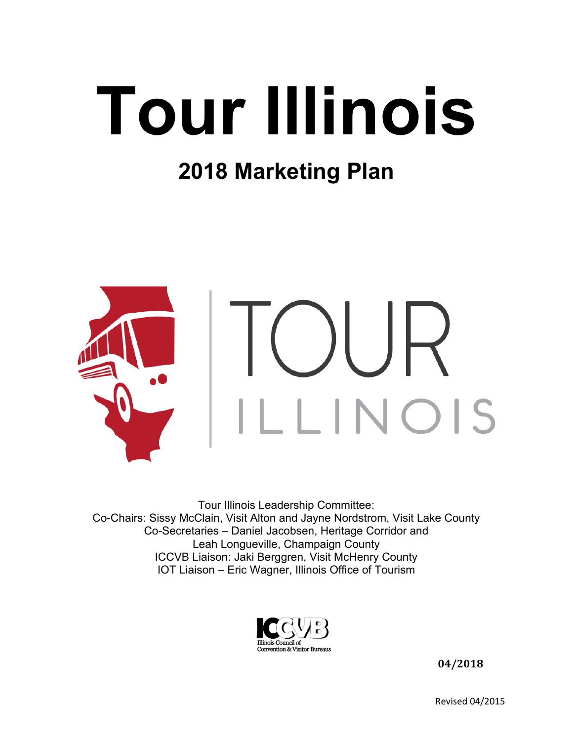# Tour Illinois

## 2018 Marketing Plan

TOUR ILLINOIS

Tour Illinois Leadership Committee:
Co-Chairs: Sissy McClain, Visit Alton and Jayne Nordstrom, Visit Lake County
Co-Secretaries – Daniel Jacobsen, Heritage Corridor and
Leah Longueville, Champaign County
ICCVB Liaison: Jaki Berggren, Visit McHenry County
IOT Liaison – Eric Wagner, Illinois Office of Tourism

ICCVB
Illinois Council of
Convention & Visitor Bureaus

**04/2018**

Revised 04/2015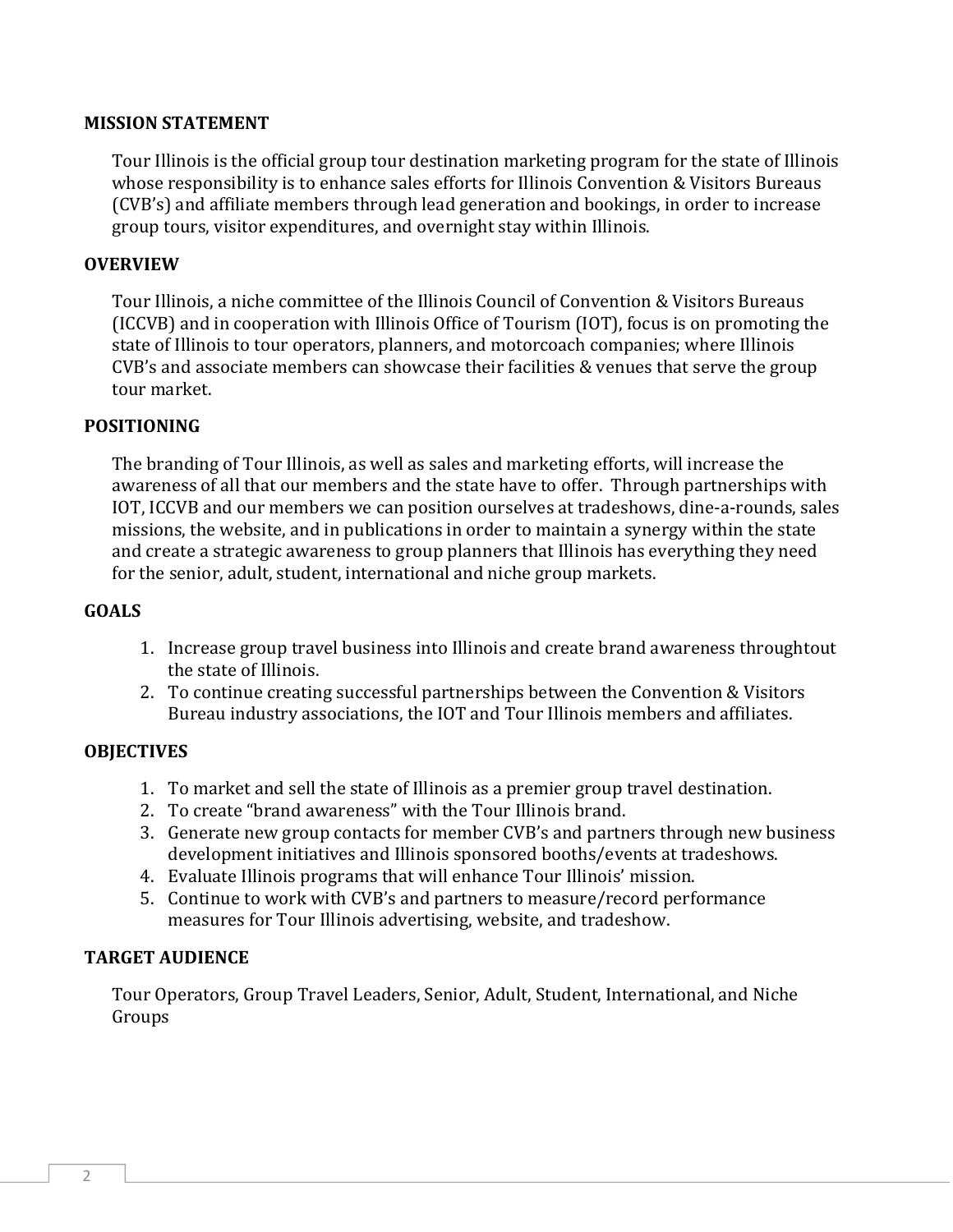## MISSION STATEMENT

Tour Illinois is the official group tour destination marketing program for the state of Illinois whose responsibility is to enhance sales efforts for Illinois Convention & Visitors Bureaus (CVB's) and affiliate members through lead generation and bookings, in order to increase group tours, visitor expenditures, and overnight stay within Illinois.

## OVERVIEW

Tour Illinois, a niche committee of the Illinois Council of Convention & Visitors Bureaus (ICCVB) and in cooperation with Illinois Office of Tourism (IOT), focus is on promoting the state of Illinois to tour operators, planners, and motorcoach companies; where Illinois CVB's and associate members can showcase their facilities & venues that serve the group tour market.

## POSITIONING

The branding of Tour Illinois, as well as sales and marketing efforts, will increase the awareness of all that our members and the state have to offer. Through partnerships with IOT, ICCVB and our members we can position ourselves at tradeshows, dine-a-rounds, sales missions, the website, and in publications in order to maintain a synergy within the state and create a strategic awareness to group planners that Illinois has everything they need for the senior, adult, student, international and niche group markets.

## GOALS

1. Increase group travel business into Illinois and create brand awareness throughtout the state of Illinois.
2. To continue creating successful partnerships between the Convention & Visitors Bureau industry associations, the IOT and Tour Illinois members and affiliates.

## OBJECTIVES

1. To market and sell the state of Illinois as a premier group travel destination.
2. To create "brand awareness" with the Tour Illinois brand.
3. Generate new group contacts for member CVB's and partners through new business development initiatives and Illinois sponsored booths/events at tradeshows.
4. Evaluate Illinois programs that will enhance Tour Illinois' mission.
5. Continue to work with CVB's and partners to measure/record performance measures for Tour Illinois advertising, website, and tradeshow.

## TARGET AUDIENCE

Tour Operators, Group Travel Leaders, Senior, Adult, Student, International, and Niche Groups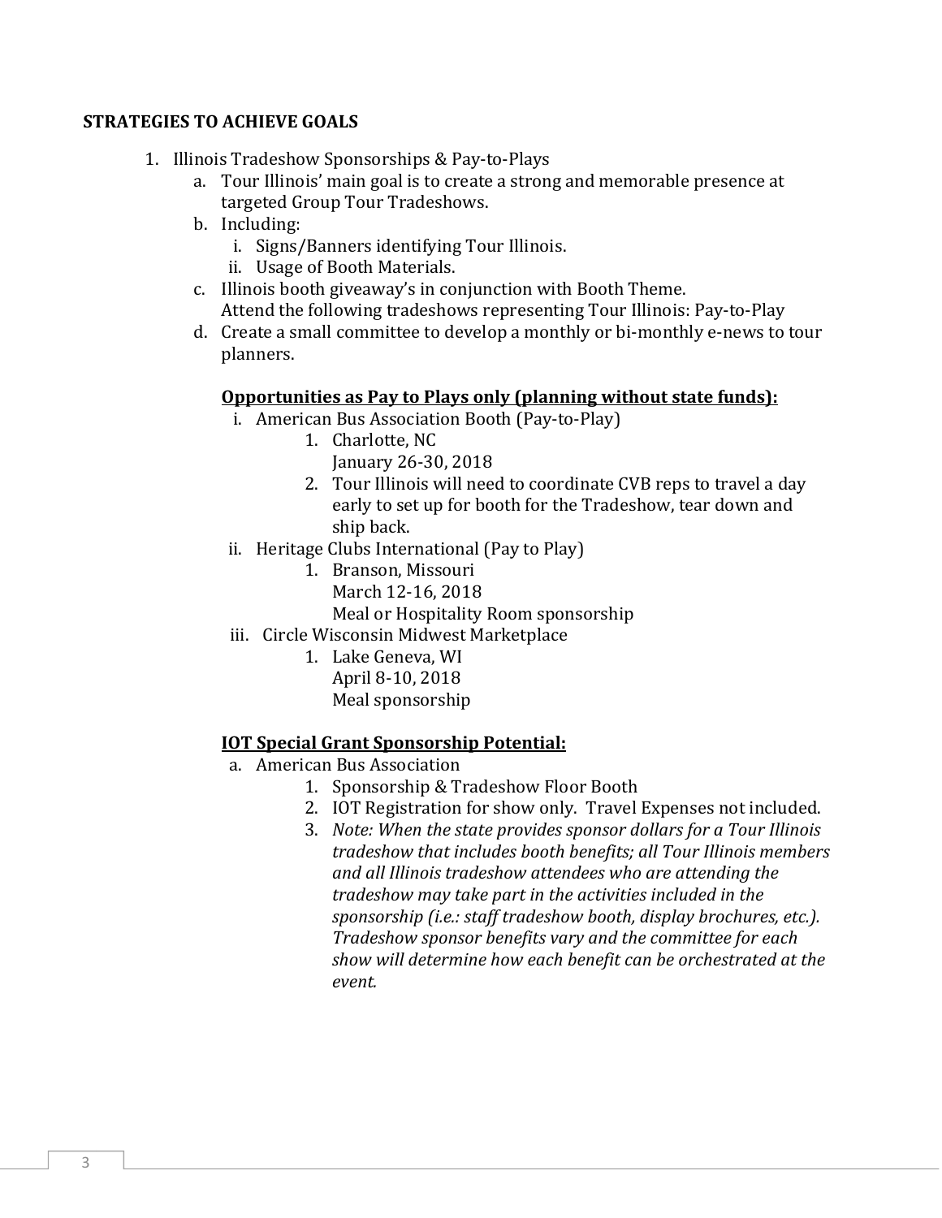**STRATEGIES TO ACHIEVE GOALS**

1. Illinois Tradeshow Sponsorships & Pay-to-Plays
   a. Tour Illinois' main goal is to create a strong and memorable presence at targeted Group Tour Tradeshows.
   b. Including:
      i. Signs/Banners identifying Tour Illinois.
      ii. Usage of Booth Materials.
   c. Illinois booth giveaway's in conjunction with Booth Theme.
      Attend the following tradeshows representing Tour Illinois: Pay-to-Play
   d. Create a small committee to develop a monthly or bi-monthly e-news to tour planners.

      **<u>Opportunities as Pay to Plays only (planning without state funds):</u>**

      i. American Bus Association Booth (Pay-to-Play)
         1. Charlotte, NC
            January 26-30, 2018
         2. Tour Illinois will need to coordinate CVB reps to travel a day early to set up for booth for the Tradeshow, tear down and ship back.
      ii. Heritage Clubs International (Pay to Play)
         1. Branson, Missouri
            March 12-16, 2018
            Meal or Hospitality Room sponsorship
      iii. Circle Wisconsin Midwest Marketplace
         1. Lake Geneva, WI
            April 8-10, 2018
            Meal sponsorship

      **<u>IOT Special Grant Sponsorship Potential:</u>**

      a. American Bus Association
         1. Sponsorship & Tradeshow Floor Booth
         2. IOT Registration for show only. Travel Expenses not included.
         3. *Note: When the state provides sponsor dollars for a Tour Illinois tradeshow that includes booth benefits; all Tour Illinois members and all Illinois tradeshow attendees who are attending the tradeshow may take part in the activities included in the sponsorship (i.e.: staff tradeshow booth, display brochures, etc.). Tradeshow sponsor benefits vary and the committee for each show will determine how each benefit can be orchestrated at the event.*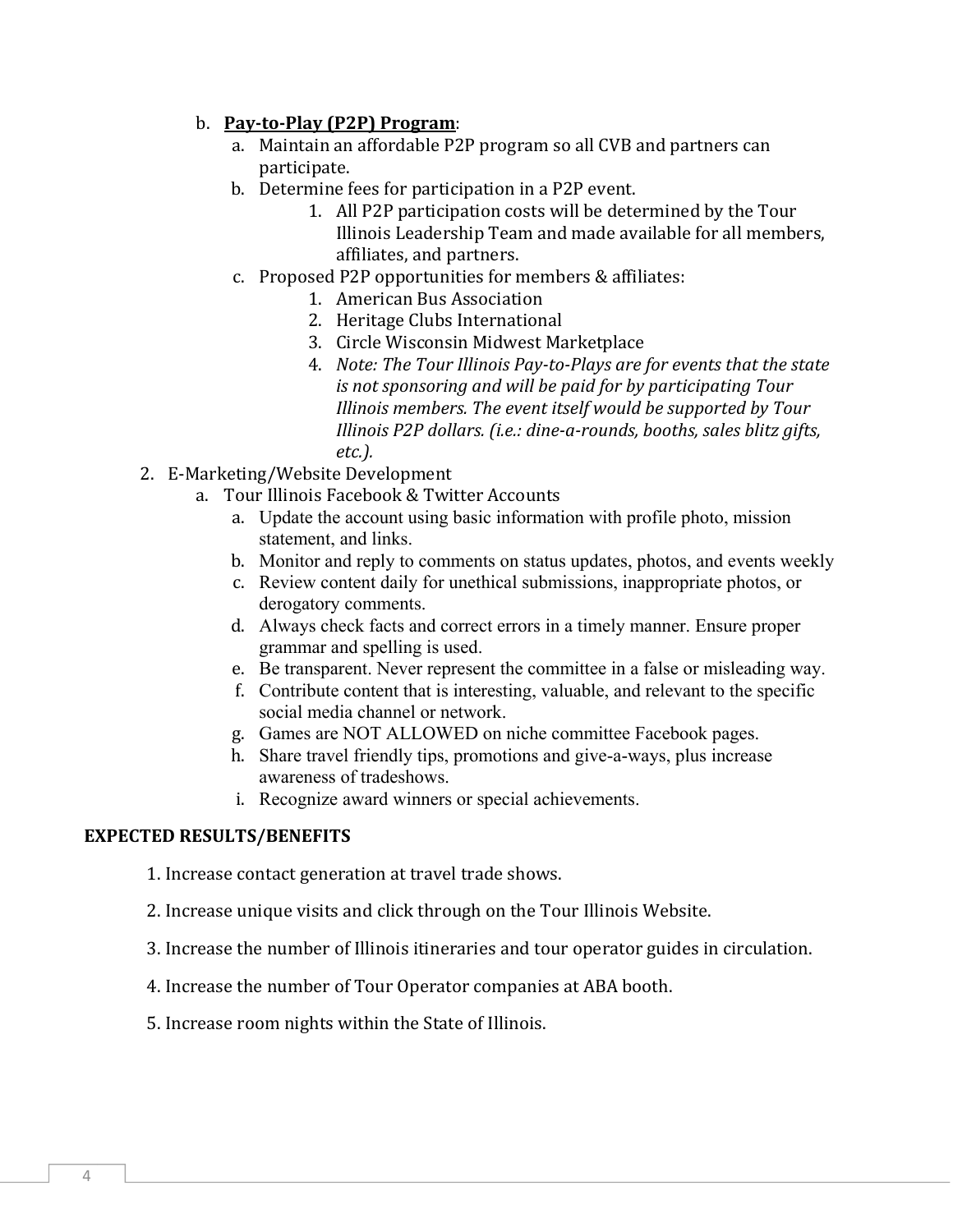b. **Pay-to-Play (P2P) Program**:

   a. Maintain an affordable P2P program so all CVB and partners can participate.

   b. Determine fees for participation in a P2P event.

      1. All P2P participation costs will be determined by the Tour Illinois Leadership Team and made available for all members, affiliates, and partners.

   c. Proposed P2P opportunities for members & affiliates:

      1. American Bus Association
      2. Heritage Clubs International
      3. Circle Wisconsin Midwest Marketplace
      4. *Note: The Tour Illinois Pay-to-Plays are for events that the state is not sponsoring and will be paid for by participating Tour Illinois members. The event itself would be supported by Tour Illinois P2P dollars. (i.e.: dine-a-rounds, booths, sales blitz gifts, etc.).*

2. E-Marketing/Website Development

   a. Tour Illinois Facebook & Twitter Accounts

      a. Update the account using basic information with profile photo, mission statement, and links.
      b. Monitor and reply to comments on status updates, photos, and events weekly
      c. Review content daily for unethical submissions, inappropriate photos, or derogatory comments.
      d. Always check facts and correct errors in a timely manner. Ensure proper grammar and spelling is used.
      e. Be transparent. Never represent the committee in a false or misleading way.
      f. Contribute content that is interesting, valuable, and relevant to the specific social media channel or network.
      g. Games are NOT ALLOWED on niche committee Facebook pages.
      h. Share travel friendly tips, promotions and give-a-ways, plus increase awareness of tradeshows.
      i. Recognize award winners or special achievements.

**EXPECTED RESULTS/BENEFITS**

1. Increase contact generation at travel trade shows.
2. Increase unique visits and click through on the Tour Illinois Website.
3. Increase the number of Illinois itineraries and tour operator guides in circulation.
4. Increase the number of Tour Operator companies at ABA booth.
5. Increase room nights within the State of Illinois.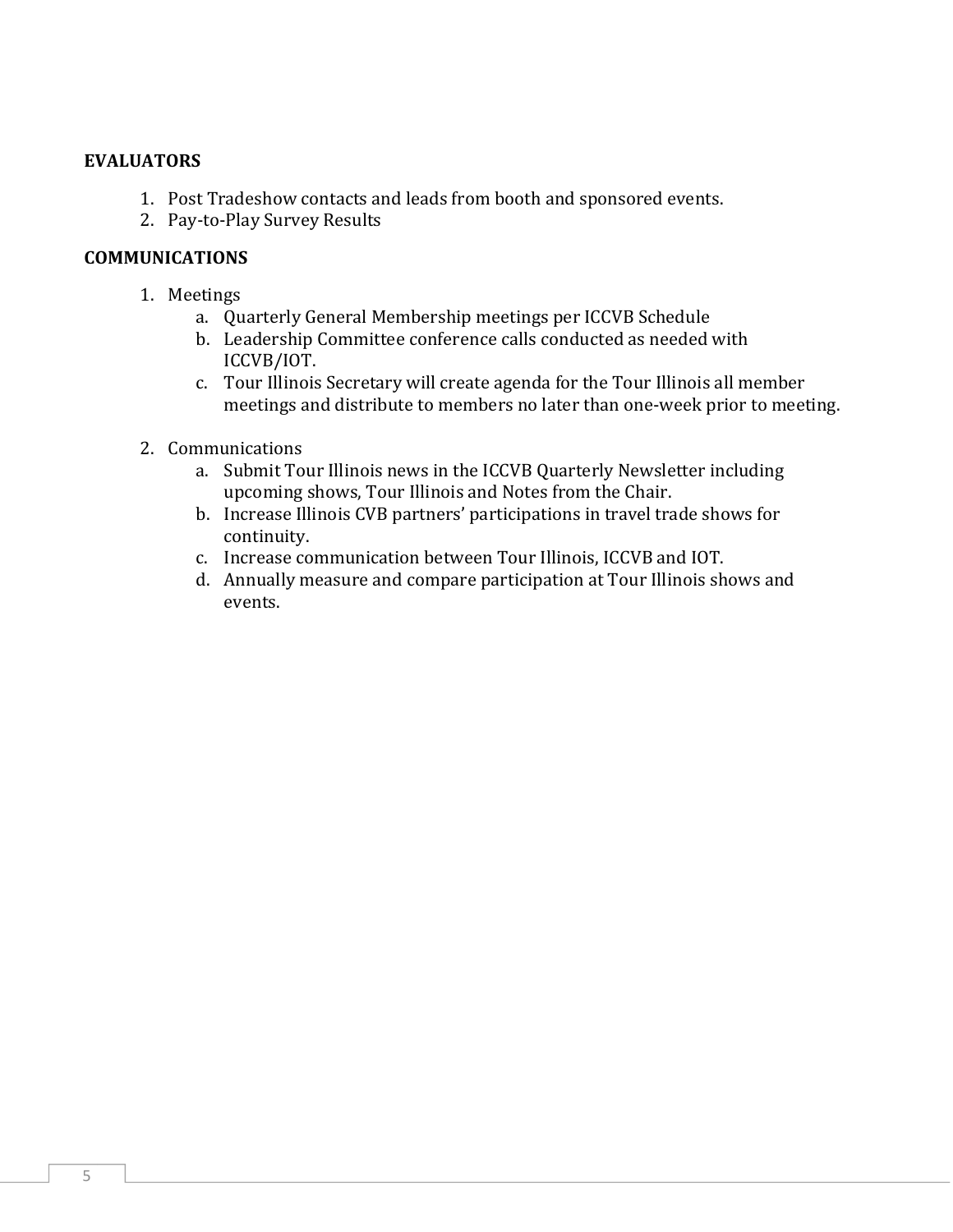**EVALUATORS**

1. Post Tradeshow contacts and leads from booth and sponsored events.
2. Pay-to-Play Survey Results

**COMMUNICATIONS**

1. Meetings
   a. Quarterly General Membership meetings per ICCVB Schedule
   b. Leadership Committee conference calls conducted as needed with ICCVB/IOT.
   c. Tour Illinois Secretary will create agenda for the Tour Illinois all member meetings and distribute to members no later than one-week prior to meeting.

2. Communications
   a. Submit Tour Illinois news in the ICCVB Quarterly Newsletter including upcoming shows, Tour Illinois and Notes from the Chair.
   b. Increase Illinois CVB partners' participations in travel trade shows for continuity.
   c. Increase communication between Tour Illinois, ICCVB and IOT.
   d. Annually measure and compare participation at Tour Illinois shows and events.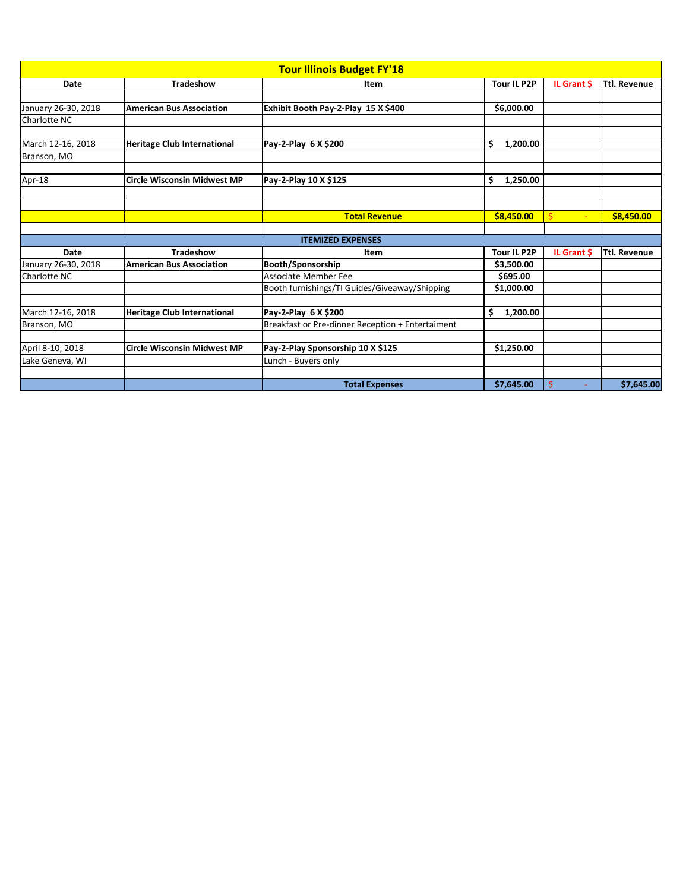| Tour Illinois Budget FY'18 | | | | | |
|---|---|---|---|---|---|
| **Date** | **Tradeshow** | **Item** | **Tour IL P2P** | **IL Grant $** | **Ttl. Revenue** |
| | | | | | |
| January 26-30, 2018 | **American Bus Association** | **Exhibit Booth Pay-2-Play 15 X $400** | **$6,000.00** | | |
| Charlotte NC | | | | | |
| | | | | | |
| March 12-16, 2018 | **Heritage Club International** | **Pay-2-Play 6 X $200** | **$ 1,200.00** | | |
| Branson, MO | | | | | |
| | | | | | |
| Apr-18 | **Circle Wisconsin Midwest MP** | **Pay-2-Play 10 X $125** | **$ 1,250.00** | | |
| | | | | | |
| | | | | | |
| | | **Total Revenue** | **$8,450.00** | $ - | **$8,450.00** |
| | | | | | |
| **ITEMIZED EXPENSES** | | | | | |
| **Date** | **Tradeshow** | **Item** | **Tour IL P2P** | **IL Grant $** | **Ttl. Revenue** |
| January 26-30, 2018 | **American Bus Association** | **Booth/Sponsorship** | **$3,500.00** | | |
| Charlotte NC | | Associate Member Fee | **$695.00** | | |
| | | Booth furnishings/TI Guides/Giveaway/Shipping | **$1,000.00** | | |
| | | | | | |
| March 12-16, 2018 | **Heritage Club International** | **Pay-2-Play 6 X $200** | **$ 1,200.00** | | |
| Branson, MO | | Breakfast or Pre-dinner Reception + Entertaiment | | | |
| | | | | | |
| April 8-10, 2018 | **Circle Wisconsin Midwest MP** | **Pay-2-Play Sponsorship 10 X $125** | **$1,250.00** | | |
| Lake Geneva, WI | | Lunch - Buyers only | | | |
| | | | | | |
| | | **Total Expenses** | **$7,645.00** | $ - | **$7,645.00** |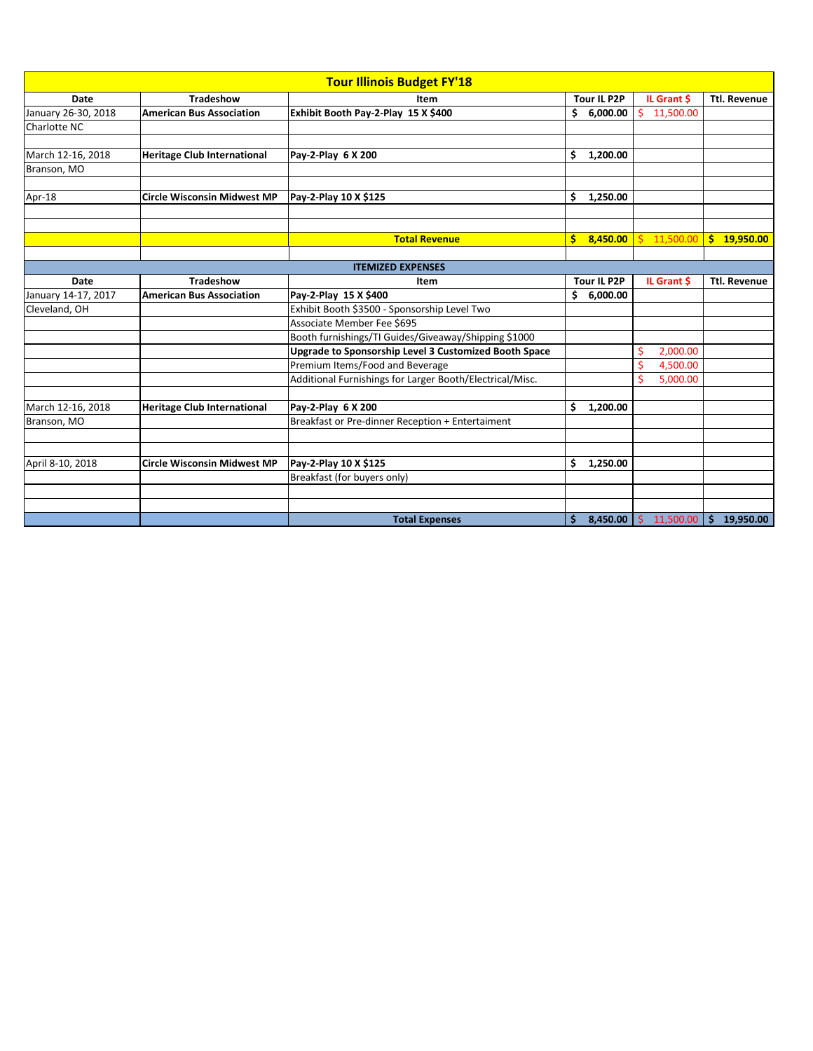| Tour Illinois Budget FY'18 | | | | | |
|---|---|---|---|---|---|
| **Date** | **Tradeshow** | **Item** | **Tour IL P2P** | **IL Grant $** | **Ttl. Revenue** |
| January 26-30, 2018 | **American Bus Association** | **Exhibit Booth Pay-2-Play 15 X $400** | $ 6,000.00 | $ 11,500.00 | |
| Charlotte NC | | | | | |
| | | | | | |
| March 12-16, 2018 | **Heritage Club International** | **Pay-2-Play 6 X 200** | $ 1,200.00 | | |
| Branson, MO | | | | | |
| | | | | | |
| Apr-18 | **Circle Wisconsin Midwest MP** | **Pay-2-Play 10 X $125** | $ 1,250.00 | | |
| | | | | | |
| | | | | | |
| | | **Total Revenue** | **$ 8,450.00** | $ 11,500.00 | **$ 19,950.00** |
| | | | | | |
| | | **ITEMIZED EXPENSES** | | | |
| **Date** | **Tradeshow** | **Item** | **Tour IL P2P** | **IL Grant $** | **Ttl. Revenue** |
| January 14-17, 2017 | **American Bus Association** | **Pay-2-Play 15 X $400** | $ 6,000.00 | | |
| Cleveland, OH | | Exhibit Booth $3500 - Sponsorship Level Two | | | |
| | | Associate Member Fee $695 | | | |
| | | Booth furnishings/TI Guides/Giveaway/Shipping $1000 | | | |
| | | **Upgrade to Sponsorship Level 3 Customized Booth Space** | | $ 2,000.00 | |
| | | Premium Items/Food and Beverage | | $ 4,500.00 | |
| | | Additional Furnishings for Larger Booth/Electrical/Misc. | | $ 5,000.00 | |
| | | | | | |
| March 12-16, 2018 | **Heritage Club International** | **Pay-2-Play 6 X 200** | $ 1,200.00 | | |
| Branson, MO | | Breakfast or Pre-dinner Reception + Entertaiment | | | |
| | | | | | |
| | | | | | |
| April 8-10, 2018 | **Circle Wisconsin Midwest MP** | **Pay-2-Play 10 X $125** | $ 1,250.00 | | |
| | | Breakfast (for buyers only) | | | |
| | | | | | |
| | | | | | |
| | | **Total Expenses** | **$ 8,450.00** | $ 11,500.00 | **$ 19,950.00** |